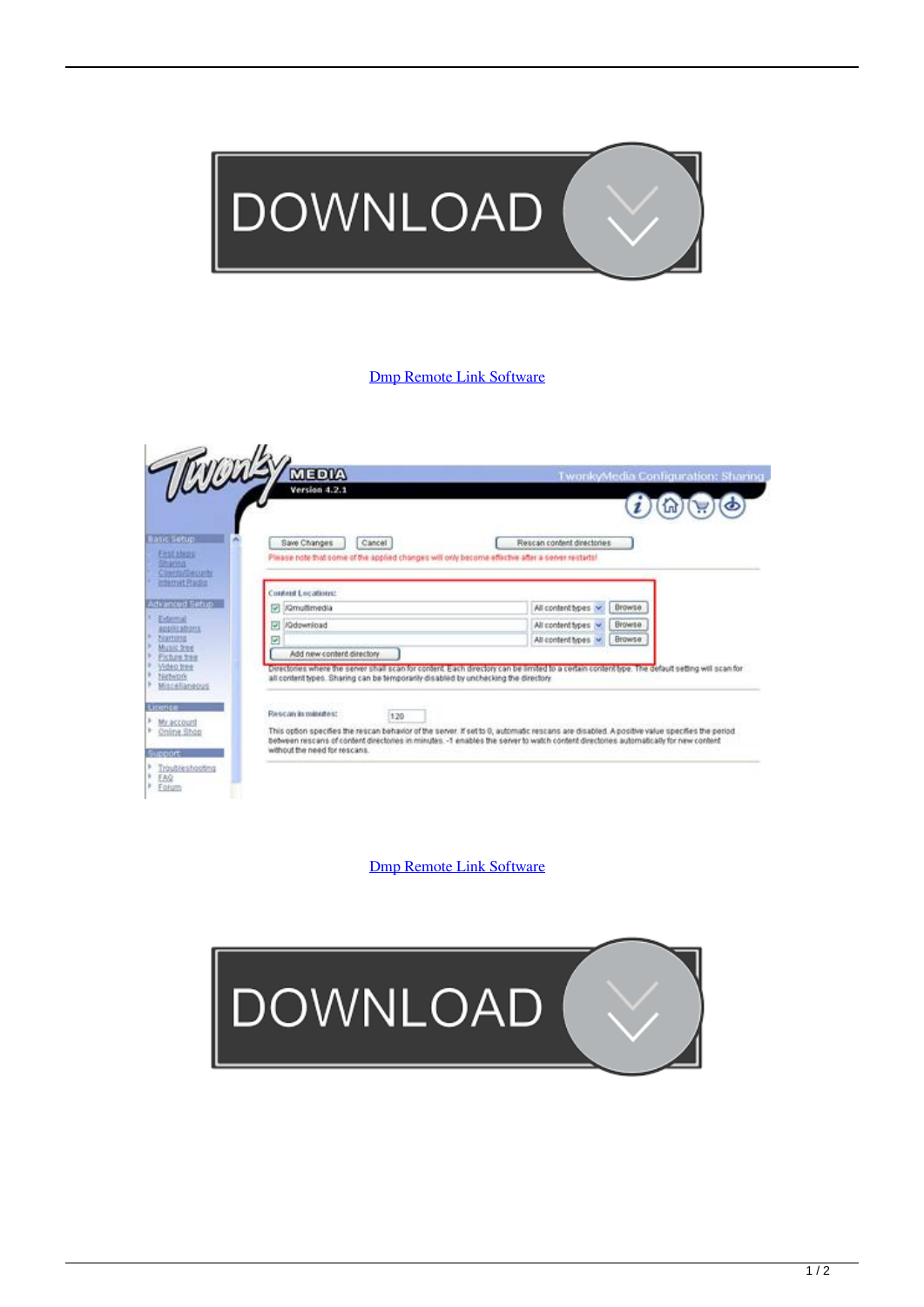[Dmp Remote Link Software]

[Dmp Remote Link Software]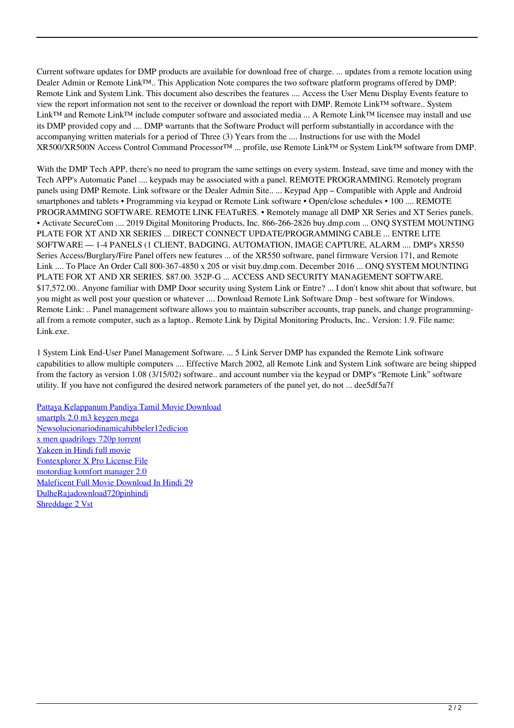Current software updates for DMP products are available for download free of charge. ... updates from a remote location using Dealer Admin or Remote Link™.. This Application Note compares the two software platform programs offered by DMP: Remote Link and System Link. This document also describes the features .... Access the User Menu Display Events feature to view the report information not sent to the receiver or download the report with DMP. Remote Link™ software.. System Link™ and Remote Link™ include computer software and associated media ... A Remote Link™ licensee may install and use its DMP provided copy and .... DMP warrants that the Software Product will perform substantially in accordance with the accompanying written materials for a period of Three (3) Years from the .... Instructions for use with the Model XR500/XR500N Access Control Command Processor™ ... profile, use Remote Link™ or System Link™ software from DMP.

With the DMP Tech APP, there's no need to program the same settings on every system. Instead, save time and money with the Tech APP's Automatic Panel .... keypads may be associated with a panel. REMOTE PROGRAMMING. Remotely program panels using DMP Remote. Link software or the Dealer Admin Site.. ... Keypad App – Compatible with Apple and Android smartphones and tablets • Programming via keypad or Remote Link software • Open/close schedules • 100 .... REMOTE PROGRAMMING SOFTWARE. REMOTE LINK FEATuRES. • Remotely manage all DMP XR Series and XT Series panels. • Activate SecureCom .... 2019 Digital Monitoring Products, Inc. 866-266-2826 buy.dmp.com ... ONQ SYSTEM MOUNTING PLATE FOR XT AND XR SERIES ... DIRECT CONNECT UPDATE/PROGRAMMING CABLE ... ENTRE LITE SOFTWARE — 1-4 PANELS (1 CLIENT, BADGING, AUTOMATION, IMAGE CAPTURE, ALARM .... DMP's XR550 Series Access/Burglary/Fire Panel offers new features ... of the XR550 software, panel firmware Version 171, and Remote Link .... To Place An Order Call 800-367-4850 x 205 or visit buy.dmp.com. December 2016 ... ONQ SYSTEM MOUNTING PLATE FOR XT AND XR SERIES. $87.00. 352P-G ... ACCESS AND SECURITY MANAGEMENT SOFTWARE. $17,572.00.. Anyone familiar with DMP Door security using System Link or Entre? ... I don't know shit about that software, but you might as well post your question or whatever .... Download Remote Link Software Dmp - best software for Windows. Remote Link: .. Panel management software allows you to maintain subscriber accounts, trap panels, and change programming-all from a remote computer, such as a laptop.. Remote Link by Digital Monitoring Products, Inc.. Version: 1.9. File name: Link.exe.

1 System Link End-User Panel Management Software. ... 5 Link Server DMP has expanded the Remote Link software capabilities to allow multiple computers .... Effective March 2002, all Remote Link and System Link software are being shipped from the factory as version 1.08 (3/15/02) software.. and account number via the keypad or DMP's "Remote Link" software utility. If you have not configured the desired network parameters of the panel yet, do not ... dee5df5a7f

Pattaya Kelappanum Pandiya Tamil Movie Download
smartpls 2.0 m3 keygen mega
Newsolucionariodinamicahibbeler12edicion
x men quadrilogy 720p torrent
Yakeen in Hindi full movie
Fontexplorer X Pro License File
motordiag komfort manager 2.0
Maleficent Full Movie Download In Hindi 29
DulheRajadownload720pinhindi
Shreddage 2 Vst